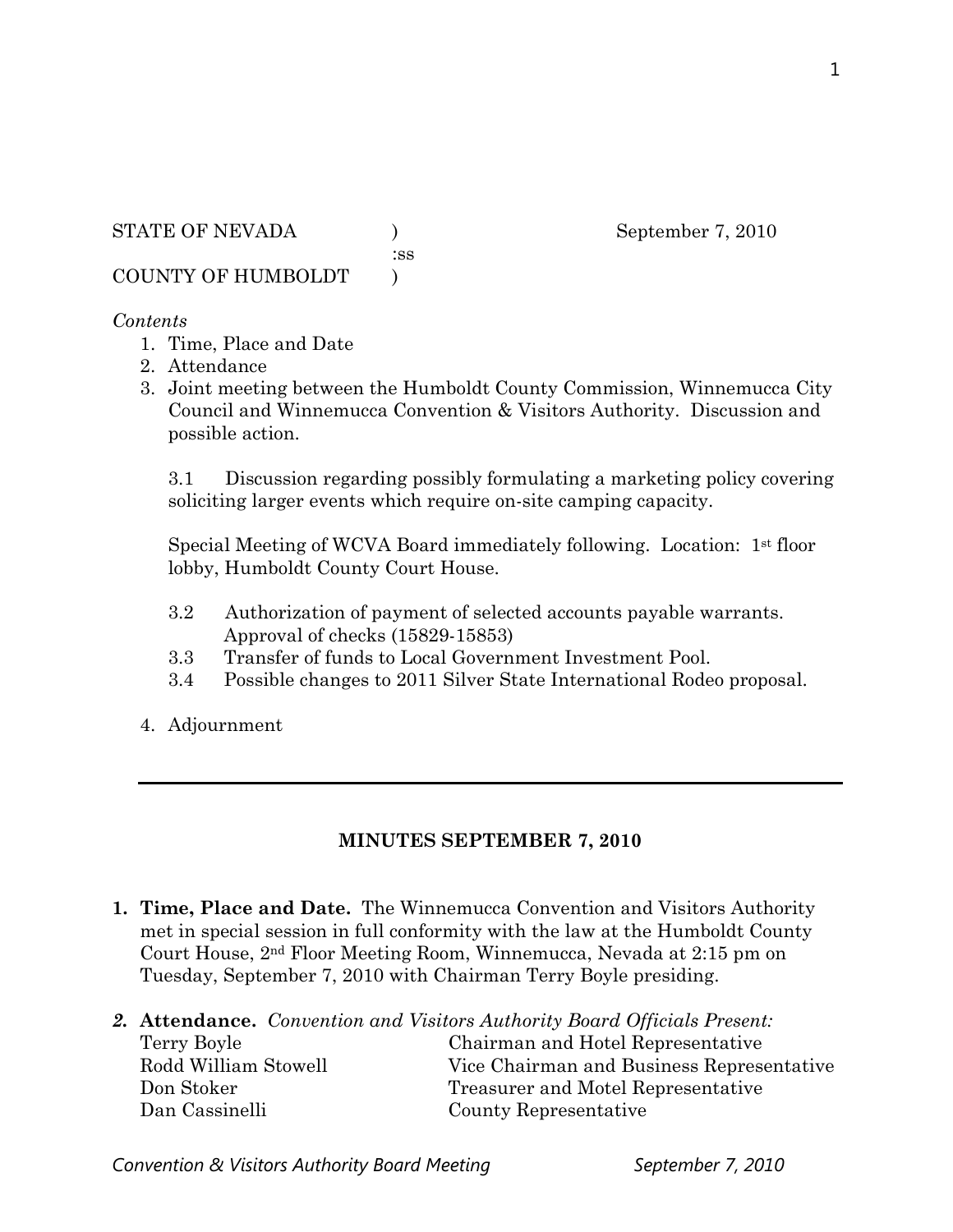STATE OF NEVADA )  September 7, 2010
:ss
COUNTY OF HUMBOLDT )

*Contents*

1. Time, Place and Date
2. Attendance
3. Joint meeting between the Humboldt County Commission, Winnemucca City Council and Winnemucca Convention & Visitors Authority. Discussion and possible action.

   3.1 Discussion regarding possibly formulating a marketing policy covering soliciting larger events which require on-site camping capacity.

   Special Meeting of WCVA Board immediately following. Location: 1st floor lobby, Humboldt County Court House.

   3.2 Authorization of payment of selected accounts payable warrants. Approval of checks (15829-15853)
   3.3 Transfer of funds to Local Government Investment Pool.
   3.4 Possible changes to 2011 Silver State International Rodeo proposal.

4. Adjournment

---

**MINUTES SEPTEMBER 7, 2010**

1. **Time, Place and Date.** The Winnemucca Convention and Visitors Authority met in special session in full conformity with the law at the Humboldt County Court House, 2nd Floor Meeting Room, Winnemucca, Nevada at 2:15 pm on Tuesday, September 7, 2010 with Chairman Terry Boyle presiding.

2. **Attendance.** *Convention and Visitors Authority Board Officials Present:*

| | |
|---|---|
| Terry Boyle | Chairman and Hotel Representative |
| Rodd William Stowell | Vice Chairman and Business Representative |
| Don Stoker | Treasurer and Motel Representative |
| Dan Cassinelli | County Representative |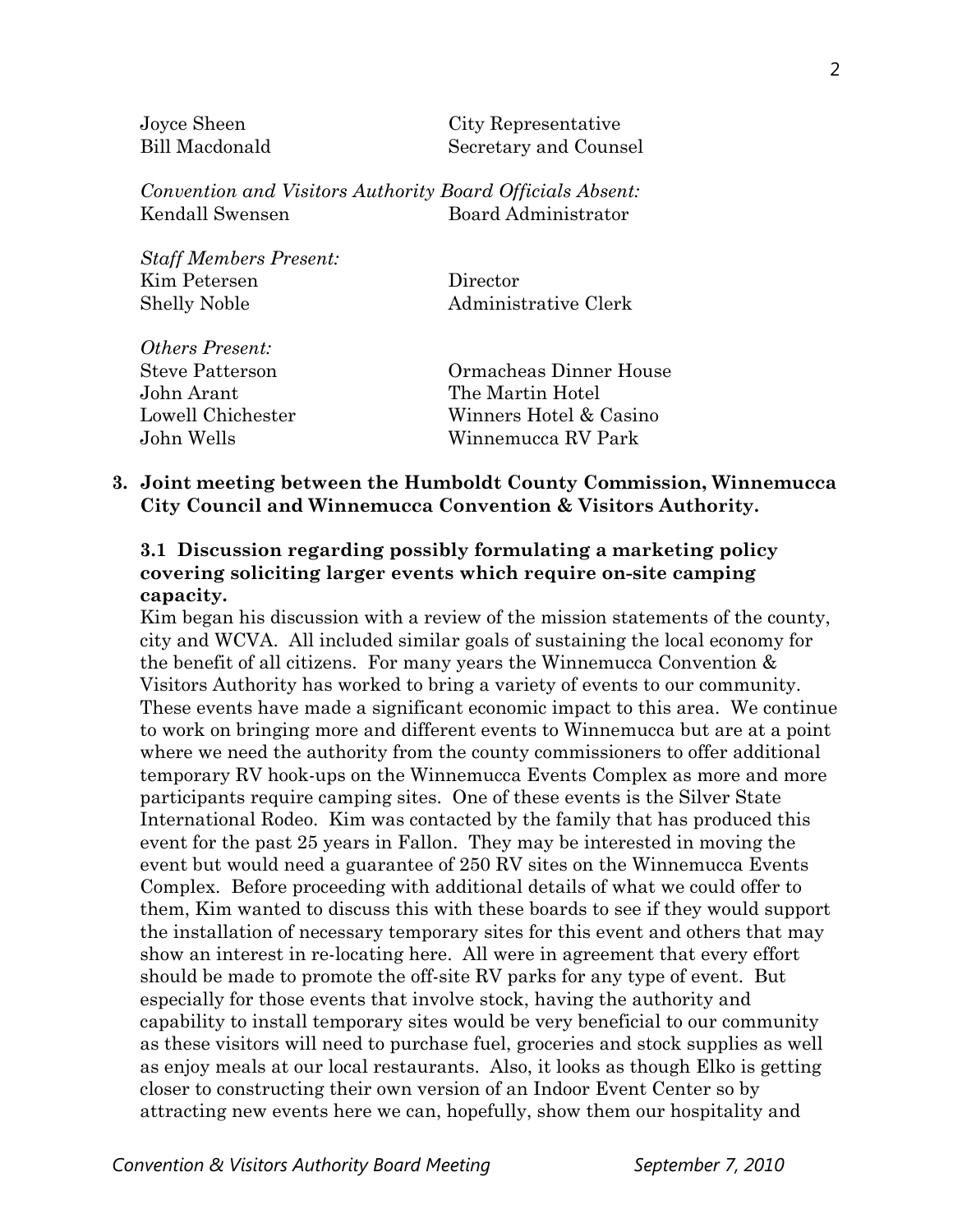| | |
|---|---|
| Joyce Sheen | City Representative |
| Bill Macdonald | Secretary and Counsel |

*Convention and Visitors Authority Board Officials Absent:*

| | |
|---|---|
| Kendall Swensen | Board Administrator |

*Staff Members Present:*

| | |
|---|---|
| Kim Petersen | Director |
| Shelly Noble | Administrative Clerk |

*Others Present:*

| | |
|---|---|
| Steve Patterson | Ormacheas Dinner House |
| John Arant | The Martin Hotel |
| Lowell Chichester | Winners Hotel & Casino |
| John Wells | Winnemucca RV Park |

**3. Joint meeting between the Humboldt County Commission, Winnemucca City Council and Winnemucca Convention & Visitors Authority.**

**3.1 Discussion regarding possibly formulating a marketing policy covering soliciting larger events which require on-site camping capacity.**

Kim began his discussion with a review of the mission statements of the county, city and WCVA. All included similar goals of sustaining the local economy for the benefit of all citizens. For many years the Winnemucca Convention & Visitors Authority has worked to bring a variety of events to our community. These events have made a significant economic impact to this area. We continue to work on bringing more and different events to Winnemucca but are at a point where we need the authority from the county commissioners to offer additional temporary RV hook-ups on the Winnemucca Events Complex as more and more participants require camping sites. One of these events is the Silver State International Rodeo. Kim was contacted by the family that has produced this event for the past 25 years in Fallon. They may be interested in moving the event but would need a guarantee of 250 RV sites on the Winnemucca Events Complex. Before proceeding with additional details of what we could offer to them, Kim wanted to discuss this with these boards to see if they would support the installation of necessary temporary sites for this event and others that may show an interest in re-locating here. All were in agreement that every effort should be made to promote the off-site RV parks for any type of event. But especially for those events that involve stock, having the authority and capability to install temporary sites would be very beneficial to our community as these visitors will need to purchase fuel, groceries and stock supplies as well as enjoy meals at our local restaurants. Also, it looks as though Elko is getting closer to constructing their own version of an Indoor Event Center so by attracting new events here we can, hopefully, show them our hospitality and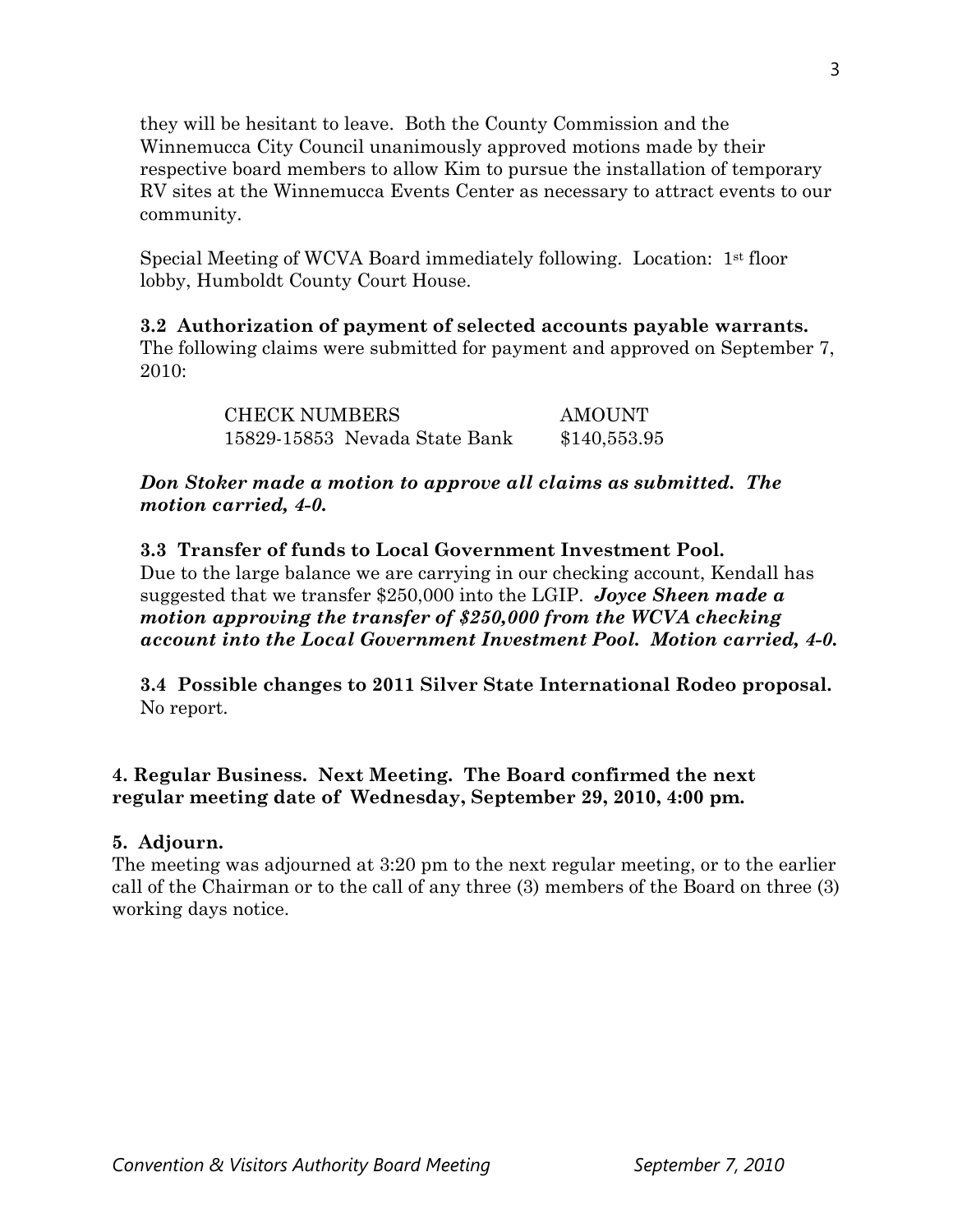they will be hesitant to leave. Both the County Commission and the Winnemucca City Council unanimously approved motions made by their respective board members to allow Kim to pursue the installation of temporary RV sites at the Winnemucca Events Center as necessary to attract events to our community.

Special Meeting of WCVA Board immediately following. Location: 1st floor lobby, Humboldt County Court House.

**3.2 Authorization of payment of selected accounts payable warrants.**
The following claims were submitted for payment and approved on September 7, 2010:

| CHECK NUMBERS | AMOUNT |
|---|---|
| 15829-15853 Nevada State Bank | $140,553.95 |

***Don Stoker made a motion to approve all claims as submitted. The motion carried, 4-0.***

**3.3 Transfer of funds to Local Government Investment Pool.**
Due to the large balance we are carrying in our checking account, Kendall has suggested that we transfer $250,000 into the LGIP. ***Joyce Sheen made a motion approving the transfer of $250,000 from the WCVA checking account into the Local Government Investment Pool. Motion carried, 4-0.***

**3.4 Possible changes to 2011 Silver State International Rodeo proposal.**
No report.

**4. Regular Business. Next Meeting. The Board confirmed the next regular meeting date of Wednesday, September 29, 2010, 4:00 pm.**

**5. Adjourn.**
The meeting was adjourned at 3:20 pm to the next regular meeting, or to the earlier call of the Chairman or to the call of any three (3) members of the Board on three (3) working days notice.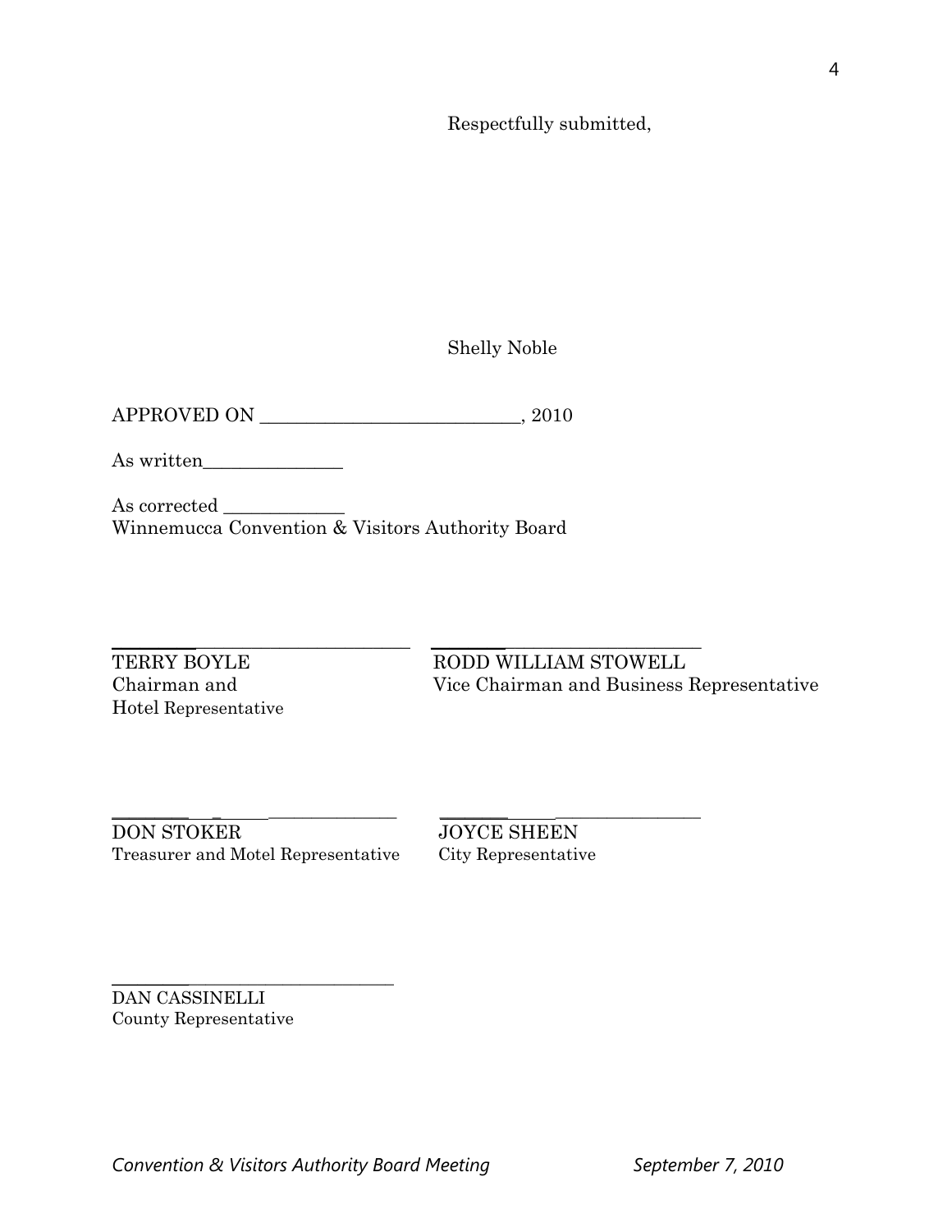Respectfully submitted,

Shelly Noble

APPROVED ON ___________________________, 2010

As written_______________

As corrected _____________
Winnemucca Convention & Visitors Authority Board

_________________________________
TERRY BOYLE
Chairman and
Hotel Representative

_________________________________
RODD WILLIAM STOWELL
Vice Chairman and Business Representative

_________________________________
DON STOKER
Treasurer and Motel Representative

_________________________________
JOYCE SHEEN
City Representative

_________________________________
DAN CASSINELLI
County Representative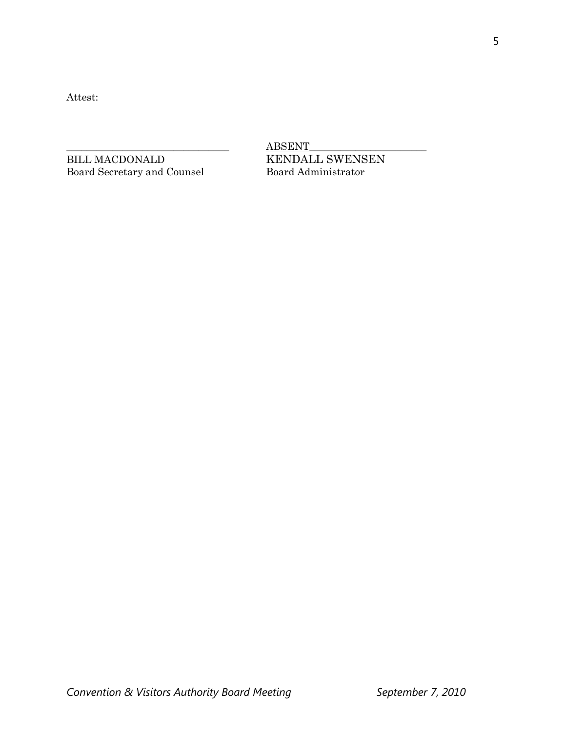Attest:

| | |
|---|---|
| ______________________________ | ABSENT______________________ |
| BILL MACDONALD | KENDALL SWENSEN |
| Board Secretary and Counsel | Board Administrator |